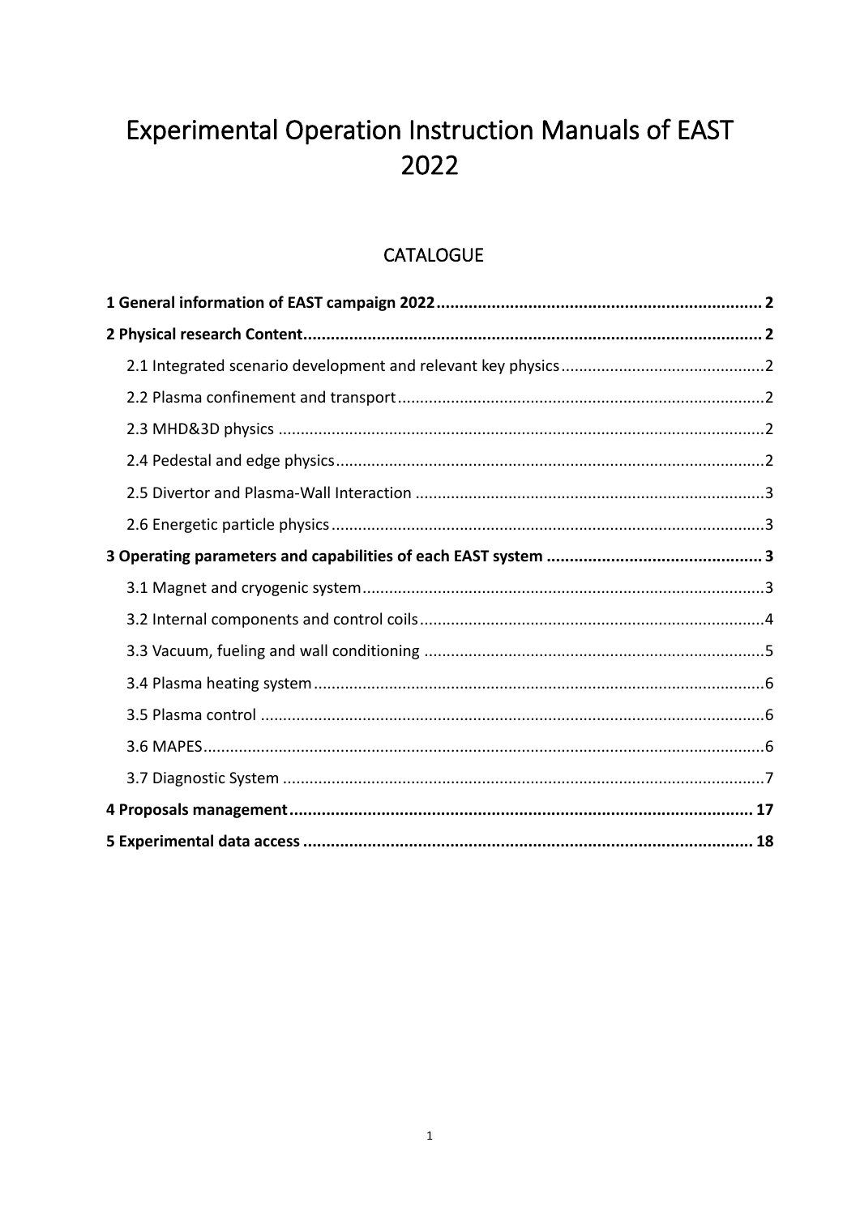# Experimental Operation Instruction Manuals of EAST 2022

## CATALOGUE

**1 General information of EAST campaign 2022 .......... 2**

**2 Physical research Content .......... 2**

- 2.1 Integrated scenario development and relevant key physics .......... 2
- 2.2 Plasma confinement and transport .......... 2
- 2.3 MHD&3D physics .......... 2
- 2.4 Pedestal and edge physics .......... 2
- 2.5 Divertor and Plasma-Wall Interaction .......... 3
- 2.6 Energetic particle physics .......... 3

**3 Operating parameters and capabilities of each EAST system .......... 3**

- 3.1 Magnet and cryogenic system .......... 3
- 3.2 Internal components and control coils .......... 4
- 3.3 Vacuum, fueling and wall conditioning .......... 5
- 3.4 Plasma heating system .......... 6
- 3.5 Plasma control .......... 6
- 3.6 MAPES .......... 6
- 3.7 Diagnostic System .......... 7

**4 Proposals management .......... 17**

**5 Experimental data access .......... 18**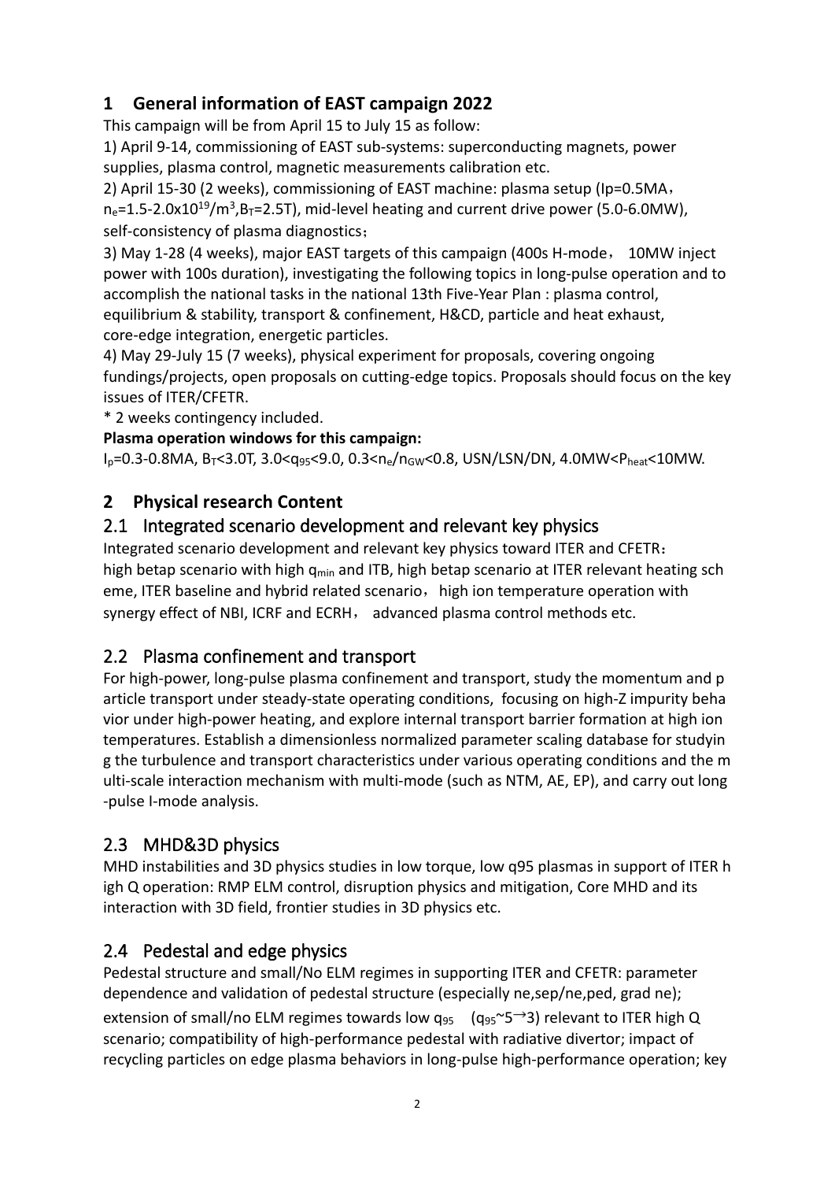# 1 General information of EAST campaign 2022

This campaign will be from April 15 to July 15 as follow:

1) April 9-14, commissioning of EAST sub-systems: superconducting magnets, power supplies, plasma control, magnetic measurements calibration etc.

2) April 15-30 (2 weeks), commissioning of EAST machine: plasma setup (Ip=0.5MA, $n_e$=1.5-2.0x$10^{19}$/$m^3$,$B_T$=2.5T), mid-level heating and current drive power (5.0-6.0MW), self-consistency of plasma diagnostics;

3) May 1-28 (4 weeks), major EAST targets of this campaign (400s H-mode, 10MW inject power with 100s duration), investigating the following topics in long-pulse operation and to accomplish the national tasks in the national 13th Five-Year Plan : plasma control, equilibrium & stability, transport & confinement, H&CD, particle and heat exhaust, core-edge integration, energetic particles.

4) May 29-July 15 (7 weeks), physical experiment for proposals, covering ongoing fundings/projects, open proposals on cutting-edge topics. Proposals should focus on the key issues of ITER/CFETR.

* 2 weeks contingency included.

**Plasma operation windows for this campaign:**

$I_p$=0.3-0.8MA, $B_T$<3.0T, 3.0<$q_{95}$<9.0, 0.3<$n_e/n_{GW}$<0.8, USN/LSN/DN, 4.0MW<$P_{heat}$<10MW.

# 2 Physical research Content

## 2.1 Integrated scenario development and relevant key physics

Integrated scenario development and relevant key physics toward ITER and CFETR: high betap scenario with high $q_{min}$ and ITB, high betap scenario at ITER relevant heating scheme, ITER baseline and hybrid related scenario, high ion temperature operation with synergy effect of NBI, ICRF and ECRH, advanced plasma control methods etc.

## 2.2 Plasma confinement and transport

For high-power, long-pulse plasma confinement and transport, study the momentum and particle transport under steady-state operating conditions, focusing on high-Z impurity behavior under high-power heating, and explore internal transport barrier formation at high ion temperatures. Establish a dimensionless normalized parameter scaling database for studying the turbulence and transport characteristics under various operating conditions and the multi-scale interaction mechanism with multi-mode (such as NTM, AE, EP), and carry out long-pulse I-mode analysis.

## 2.3 MHD&3D physics

MHD instabilities and 3D physics studies in low torque, low q95 plasmas in support of ITER high Q operation: RMP ELM control, disruption physics and mitigation, Core MHD and its interaction with 3D field, frontier studies in 3D physics etc.

## 2.4 Pedestal and edge physics

Pedestal structure and small/No ELM regimes in supporting ITER and CFETR: parameter dependence and validation of pedestal structure (especially ne,sep/ne,ped, grad ne); extension of small/no ELM regimes towards low $q_{95}$ ($q_{95}$~5→3) relevant to ITER high Q scenario; compatibility of high-performance pedestal with radiative divertor; impact of recycling particles on edge plasma behaviors in long-pulse high-performance operation; key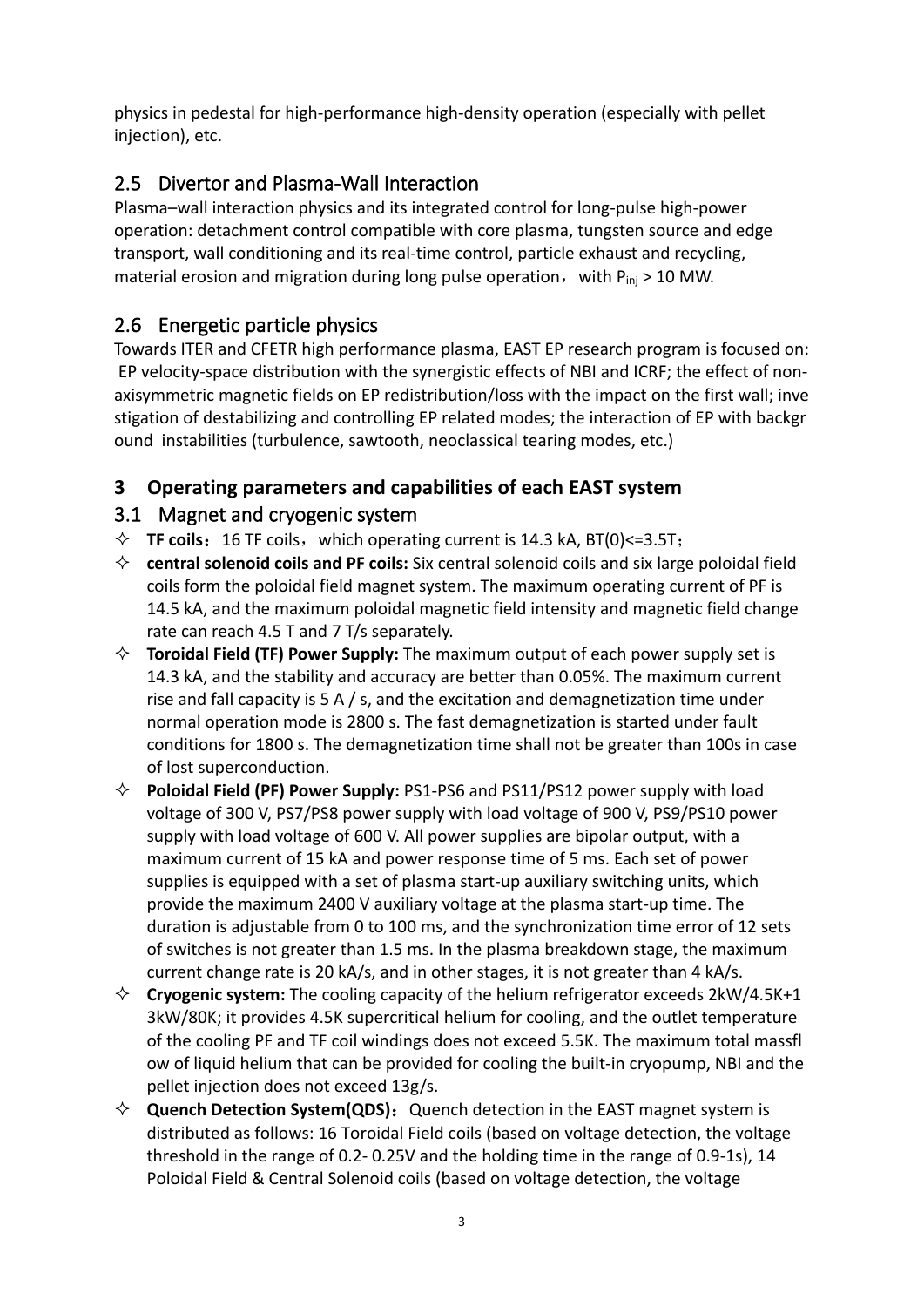physics in pedestal for high-performance high-density operation (especially with pellet injection), etc.

## 2.5 Divertor and Plasma-Wall Interaction

Plasma–wall interaction physics and its integrated control for long-pulse high-power operation: detachment control compatible with core plasma, tungsten source and edge transport, wall conditioning and its real-time control, particle exhaust and recycling, material erosion and migration during long pulse operation, with $P_{inj}$ > 10 MW.

## 2.6 Energetic particle physics

Towards ITER and CFETR high performance plasma, EAST EP research program is focused on: EP velocity-space distribution with the synergistic effects of NBI and ICRF; the effect of non-axisymmetric magnetic fields on EP redistribution/loss with the impact on the first wall; investigation of destabilizing and controlling EP related modes; the interaction of EP with background instabilities (turbulence, sawtooth, neoclassical tearing modes, etc.)

# 3 Operating parameters and capabilities of each EAST system

## 3.1 Magnet and cryogenic system

- **TF coils**：16 TF coils，which operating current is 14.3 kA, BT(0)<=3.5T；
- **central solenoid coils and PF coils:** Six central solenoid coils and six large poloidal field coils form the poloidal field magnet system. The maximum operating current of PF is 14.5 kA, and the maximum poloidal magnetic field intensity and magnetic field change rate can reach 4.5 T and 7 T/s separately.
- **Toroidal Field (TF) Power Supply:** The maximum output of each power supply set is 14.3 kA, and the stability and accuracy are better than 0.05%. The maximum current rise and fall capacity is 5 A / s, and the excitation and demagnetization time under normal operation mode is 2800 s. The fast demagnetization is started under fault conditions for 1800 s. The demagnetization time shall not be greater than 100s in case of lost superconduction.
- **Poloidal Field (PF) Power Supply:** PS1-PS6 and PS11/PS12 power supply with load voltage of 300 V, PS7/PS8 power supply with load voltage of 900 V, PS9/PS10 power supply with load voltage of 600 V. All power supplies are bipolar output, with a maximum current of 15 kA and power response time of 5 ms. Each set of power supplies is equipped with a set of plasma start-up auxiliary switching units, which provide the maximum 2400 V auxiliary voltage at the plasma start-up time. The duration is adjustable from 0 to 100 ms, and the synchronization time error of 12 sets of switches is not greater than 1.5 ms. In the plasma breakdown stage, the maximum current change rate is 20 kA/s, and in other stages, it is not greater than 4 kA/s.
- **Cryogenic system:** The cooling capacity of the helium refrigerator exceeds 2kW/4.5K+13kW/80K; it provides 4.5K supercritical helium for cooling, and the outlet temperature of the cooling PF and TF coil windings does not exceed 5.5K. The maximum total massflow of liquid helium that can be provided for cooling the built-in cryopump, NBI and the pellet injection does not exceed 13g/s.
- **Quench Detection System(QDS)**：Quench detection in the EAST magnet system is distributed as follows: 16 Toroidal Field coils (based on voltage detection, the voltage threshold in the range of 0.2- 0.25V and the holding time in the range of 0.9-1s), 14 Poloidal Field & Central Solenoid coils (based on voltage detection, the voltage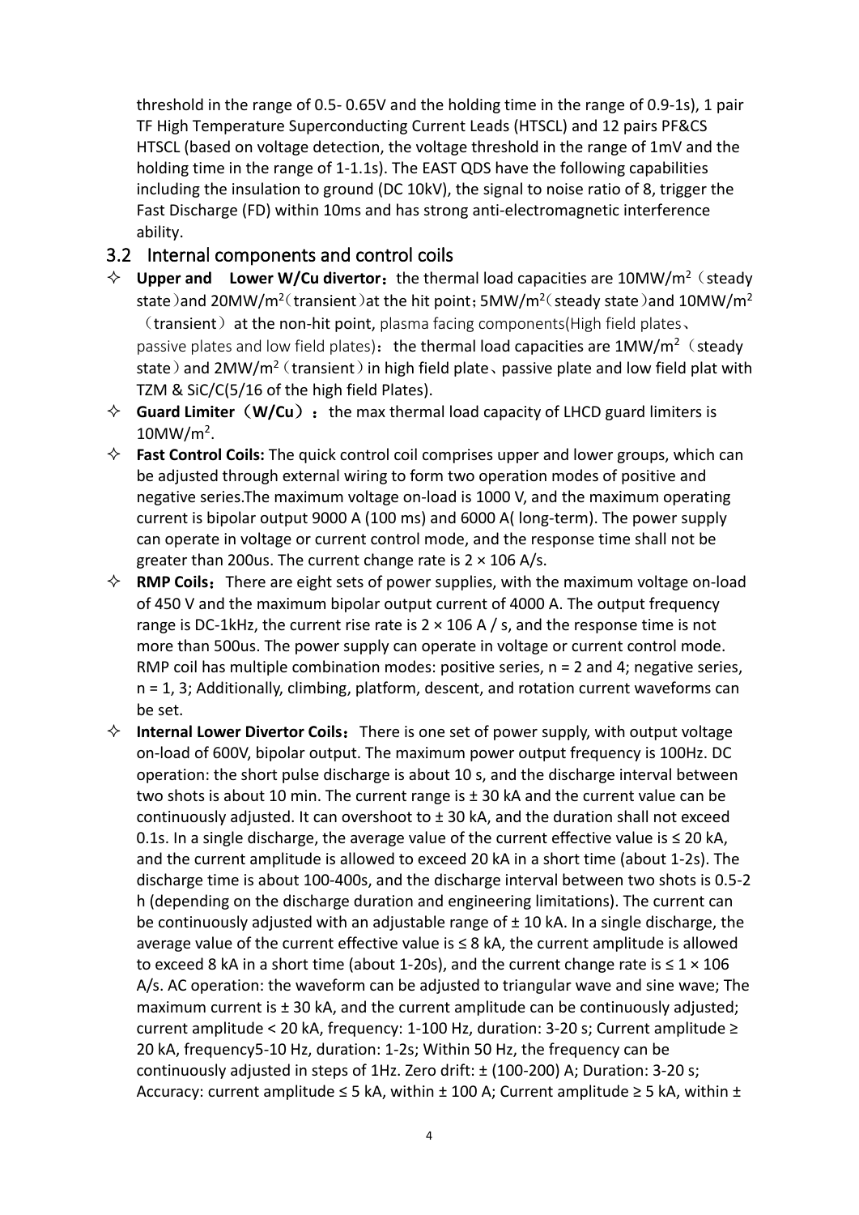threshold in the range of 0.5- 0.65V and the holding time in the range of 0.9-1s), 1 pair TF High Temperature Superconducting Current Leads (HTSCL) and 12 pairs PF&CS HTSCL (based on voltage detection, the voltage threshold in the range of 1mV and the holding time in the range of 1-1.1s). The EAST QDS have the following capabilities including the insulation to ground (DC 10kV), the signal to noise ratio of 8, trigger the Fast Discharge (FD) within 10ms and has strong anti-electromagnetic interference ability.

## 3.2 Internal components and control coils

- **Upper and Lower W/Cu divertor：** the thermal load capacities are 10MW/m$^2$（steady state）and 20MW/m$^2$（transient）at the hit point；5MW/m$^2$（steady state）and 10MW/m$^2$（transient）at the non-hit point, plasma facing components(High field plates、passive plates and low field plates)： the thermal load capacities are 1MW/m$^2$（steady state）and 2MW/m$^2$（transient）in high field plate、passive plate and low field plat with TZM & SiC/C(5/16 of the high field Plates).
- **Guard Limiter（W/Cu）：** the max thermal load capacity of LHCD guard limiters is 10MW/m$^2$.
- **Fast Control Coils:** The quick control coil comprises upper and lower groups, which can be adjusted through external wiring to form two operation modes of positive and negative series.The maximum voltage on-load is 1000 V, and the maximum operating current is bipolar output 9000 A (100 ms) and 6000 A( long-term). The power supply can operate in voltage or current control mode, and the response time shall not be greater than 200us. The current change rate is 2 × 106 A/s.
- **RMP Coils：** There are eight sets of power supplies, with the maximum voltage on-load of 450 V and the maximum bipolar output current of 4000 A. The output frequency range is DC-1kHz, the current rise rate is 2 × 106 A / s, and the response time is not more than 500us. The power supply can operate in voltage or current control mode. RMP coil has multiple combination modes: positive series, n = 2 and 4; negative series, n = 1, 3; Additionally, climbing, platform, descent, and rotation current waveforms can be set.
- **Internal Lower Divertor Coils：** There is one set of power supply, with output voltage on-load of 600V, bipolar output. The maximum power output frequency is 100Hz. DC operation: the short pulse discharge is about 10 s, and the discharge interval between two shots is about 10 min. The current range is ± 30 kA and the current value can be continuously adjusted. It can overshoot to ± 30 kA, and the duration shall not exceed 0.1s. In a single discharge, the average value of the current effective value is ≤ 20 kA, and the current amplitude is allowed to exceed 20 kA in a short time (about 1-2s). The discharge time is about 100-400s, and the discharge interval between two shots is 0.5-2 h (depending on the discharge duration and engineering limitations). The current can be continuously adjusted with an adjustable range of ± 10 kA. In a single discharge, the average value of the current effective value is ≤ 8 kA, the current amplitude is allowed to exceed 8 kA in a short time (about 1-20s), and the current change rate is ≤ 1 × 106 A/s. AC operation: the waveform can be adjusted to triangular wave and sine wave; The maximum current is ± 30 kA, and the current amplitude can be continuously adjusted; current amplitude < 20 kA, frequency: 1-100 Hz, duration: 3-20 s; Current amplitude ≥ 20 kA, frequency5-10 Hz, duration: 1-2s; Within 50 Hz, the frequency can be continuously adjusted in steps of 1Hz. Zero drift: ± (100-200) A; Duration: 3-20 s; Accuracy: current amplitude ≤ 5 kA, within ± 100 A; Current amplitude ≥ 5 kA, within ±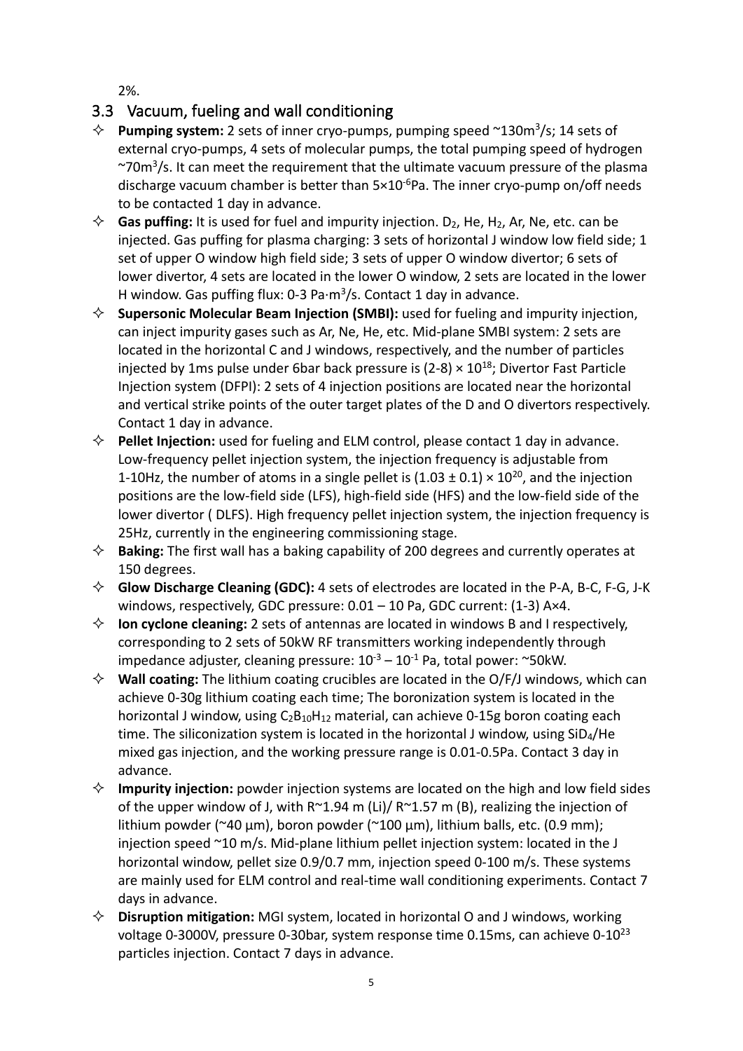2%.

## 3.3 Vacuum, fueling and wall conditioning

- **Pumping system:** 2 sets of inner cryo-pumps, pumping speed ~130$m^3$/s; 14 sets of external cryo-pumps, 4 sets of molecular pumps, the total pumping speed of hydrogen ~70$m^3$/s. It can meet the requirement that the ultimate vacuum pressure of the plasma discharge vacuum chamber is better than $5\times10^{-6}$Pa. The inner cryo-pump on/off needs to be contacted 1 day in advance.
- **Gas puffing:** It is used for fuel and impurity injection. $D_2$, He, $H_2$, Ar, Ne, etc. can be injected. Gas puffing for plasma charging: 3 sets of horizontal J window low field side; 1 set of upper O window high field side; 3 sets of upper O window divertor; 6 sets of lower divertor, 4 sets are located in the lower O window, 2 sets are located in the lower H window. Gas puffing flux: 0-3 Pa·$m^3$/s. Contact 1 day in advance.
- **Supersonic Molecular Beam Injection (SMBI):** used for fueling and impurity injection, can inject impurity gases such as Ar, Ne, He, etc. Mid-plane SMBI system: 2 sets are located in the horizontal C and J windows, respectively, and the number of particles injected by 1ms pulse under 6bar back pressure is $(2\text{-}8) \times 10^{18}$; Divertor Fast Particle Injection system (DFPI): 2 sets of 4 injection positions are located near the horizontal and vertical strike points of the outer target plates of the D and O divertors respectively. Contact 1 day in advance.
- **Pellet Injection:** used for fueling and ELM control, please contact 1 day in advance. Low-frequency pellet injection system, the injection frequency is adjustable from 1-10Hz, the number of atoms in a single pellet is $(1.03 \pm 0.1) \times 10^{20}$, and the injection positions are the low-field side (LFS), high-field side (HFS) and the low-field side of the lower divertor ( DLFS). High frequency pellet injection system, the injection frequency is 25Hz, currently in the engineering commissioning stage.
- **Baking:** The first wall has a baking capability of 200 degrees and currently operates at 150 degrees.
- **Glow Discharge Cleaning (GDC):** 4 sets of electrodes are located in the P-A, B-C, F-G, J-K windows, respectively, GDC pressure: 0.01 – 10 Pa, GDC current: (1-3) A×4.
- **Ion cyclone cleaning:** 2 sets of antennas are located in windows B and I respectively, corresponding to 2 sets of 50kW RF transmitters working independently through impedance adjuster, cleaning pressure: $10^{-3} – 10^{-1}$ Pa, total power: ~50kW.
- **Wall coating:** The lithium coating crucibles are located in the O/F/J windows, which can achieve 0-30g lithium coating each time; The boronization system is located in the horizontal J window, using $C_2B_{10}H_{12}$ material, can achieve 0-15g boron coating each time. The siliconization system is located in the horizontal J window, using $SiD_4$/He mixed gas injection, and the working pressure range is 0.01-0.5Pa. Contact 3 day in advance.
- **Impurity injection:** powder injection systems are located on the high and low field sides of the upper window of J, with R~1.94 m (Li)/ R~1.57 m (B), realizing the injection of lithium powder (~40 μm), boron powder (~100 μm), lithium balls, etc. (0.9 mm); injection speed ~10 m/s. Mid-plane lithium pellet injection system: located in the J horizontal window, pellet size 0.9/0.7 mm, injection speed 0-100 m/s. These systems are mainly used for ELM control and real-time wall conditioning experiments. Contact 7 days in advance.
- **Disruption mitigation:** MGI system, located in horizontal O and J windows, working voltage 0-3000V, pressure 0-30bar, system response time 0.15ms, can achieve $0\text{-}10^{23}$ particles injection. Contact 7 days in advance.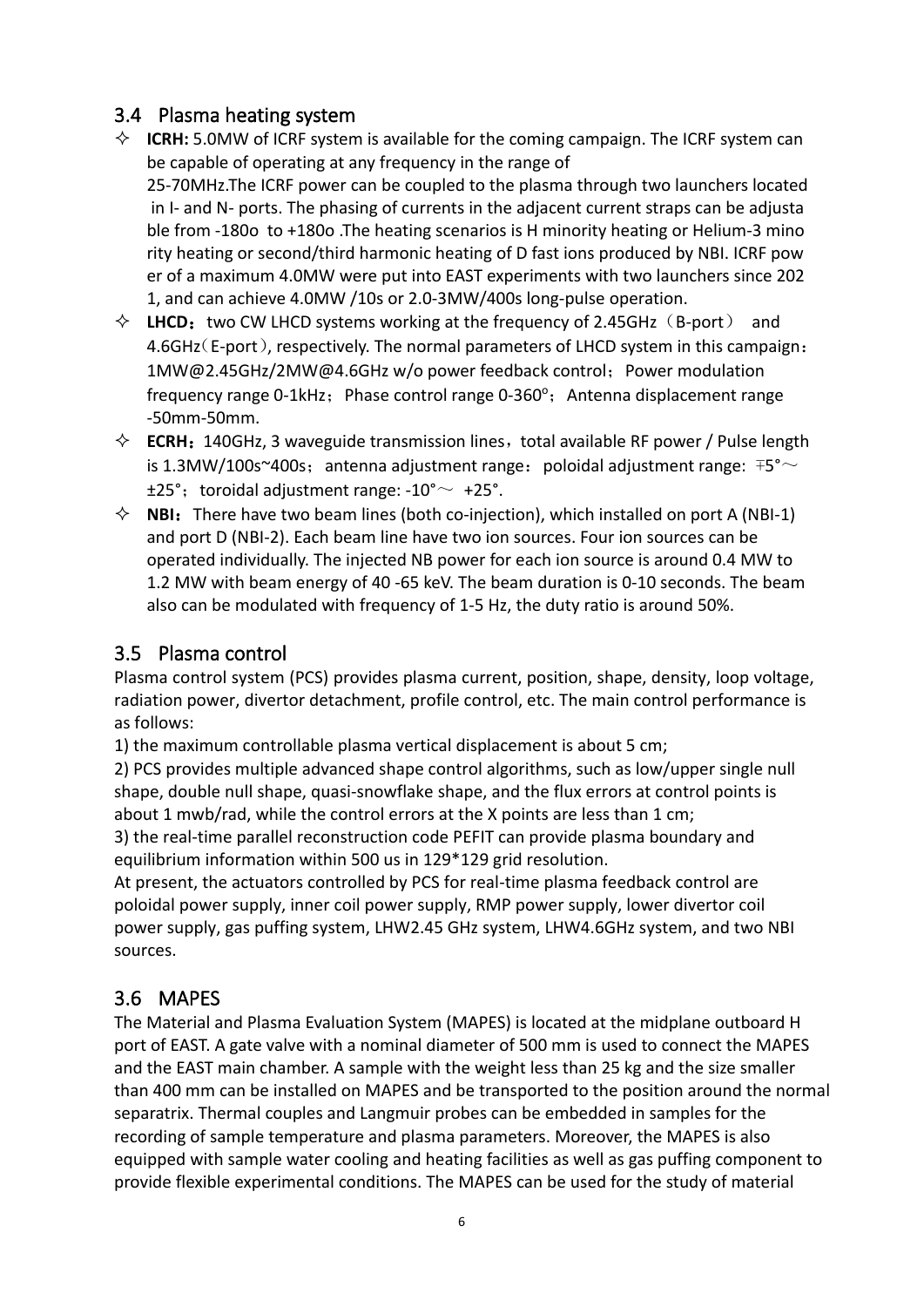## 3.4 Plasma heating system

- **ICRH:** 5.0MW of ICRF system is available for the coming campaign. The ICRF system can be capable of operating at any frequency in the range of 25-70MHz.The ICRF power can be coupled to the plasma through two launchers located in I- and N- ports. The phasing of currents in the adjacent current straps can be adjustable from -180o to +180o .The heating scenarios is H minority heating or Helium-3 minority heating or second/third harmonic heating of D fast ions produced by NBI. ICRF power of a maximum 4.0MW were put into EAST experiments with two launchers since 2021, and can achieve 4.0MW /10s or 2.0-3MW/400s long-pulse operation.
- **LHCD**：two CW LHCD systems working at the frequency of 2.45GHz（B-port） and 4.6GHz（E-port）, respectively. The normal parameters of LHCD system in this campaign：1MW@2.45GHz/2MW@4.6GHz w/o power feedback control；Power modulation frequency range 0-1kHz；Phase control range 0-360°；Antenna displacement range -50mm-50mm.
- **ECRH**：140GHz, 3 waveguide transmission lines，total available RF power / Pulse length is 1.3MW/100s~400s；antenna adjustment range：poloidal adjustment range: ∓5°～ ±25°；toroidal adjustment range: -10°～ +25°.
- **NBI**：There have two beam lines (both co-injection), which installed on port A (NBI-1) and port D (NBI-2). Each beam line have two ion sources. Four ion sources can be operated individually. The injected NB power for each ion source is around 0.4 MW to 1.2 MW with beam energy of 40 -65 keV. The beam duration is 0-10 seconds. The beam also can be modulated with frequency of 1-5 Hz, the duty ratio is around 50%.

## 3.5 Plasma control

Plasma control system (PCS) provides plasma current, position, shape, density, loop voltage, radiation power, divertor detachment, profile control, etc. The main control performance is as follows:

1) the maximum controllable plasma vertical displacement is about 5 cm;

2) PCS provides multiple advanced shape control algorithms, such as low/upper single null shape, double null shape, quasi-snowflake shape, and the flux errors at control points is about 1 mwb/rad, while the control errors at the X points are less than 1 cm;

3) the real-time parallel reconstruction code PEFIT can provide plasma boundary and equilibrium information within 500 us in 129*129 grid resolution.

At present, the actuators controlled by PCS for real-time plasma feedback control are poloidal power supply, inner coil power supply, RMP power supply, lower divertor coil power supply, gas puffing system, LHW2.45 GHz system, LHW4.6GHz system, and two NBI sources.

## 3.6 MAPES

The Material and Plasma Evaluation System (MAPES) is located at the midplane outboard H port of EAST. A gate valve with a nominal diameter of 500 mm is used to connect the MAPES and the EAST main chamber. A sample with the weight less than 25 kg and the size smaller than 400 mm can be installed on MAPES and be transported to the position around the normal separatrix. Thermal couples and Langmuir probes can be embedded in samples for the recording of sample temperature and plasma parameters. Moreover, the MAPES is also equipped with sample water cooling and heating facilities as well as gas puffing component to provide flexible experimental conditions. The MAPES can be used for the study of material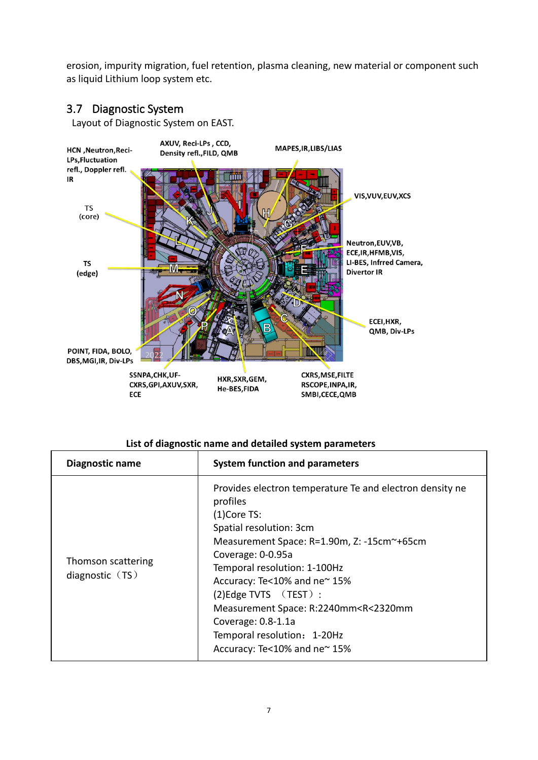erosion, impurity migration, fuel retention, plasma cleaning, new material or component such as liquid Lithium loop system etc.

## 3.7 Diagnostic System

Layout of Diagnostic System on EAST.

**List of diagnostic name and detailed system parameters**

| Diagnostic name | System function and parameters |
|---|---|
| Thomson scattering diagnostic（TS） | Provides electron temperature Te and electron density ne profiles<br>(1)Core TS:<br>Spatial resolution: 3cm<br>Measurement Space: R=1.90m, Z: -15cm~+65cm<br>Coverage: 0-0.95a<br>Temporal resolution: 1-100Hz<br>Accuracy: Te<10% and ne~ 15%<br>(2)Edge TVTS （TEST）:<br>Measurement Space: R:2240mm<R<2320mm<br>Coverage: 0.8-1.1a<br>Temporal resolution： 1-20Hz<br>Accuracy: Te<10% and ne~ 15% |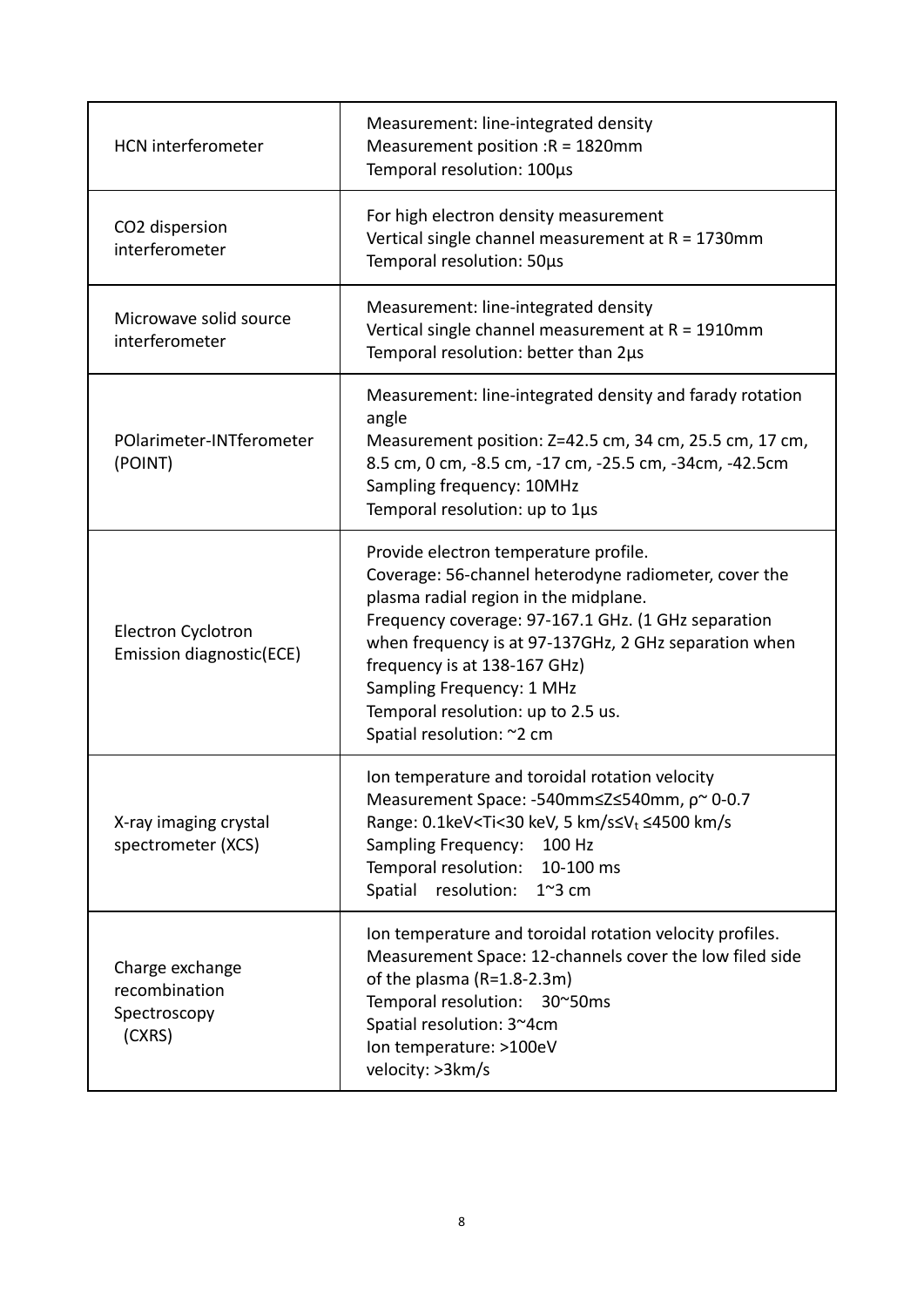| | |
|---|---|
| HCN interferometer | Measurement: line-integrated density<br>Measurement position :R = 1820mm<br>Temporal resolution: 100μs |
| $CO_2$ dispersion interferometer | For high electron density measurement<br>Vertical single channel measurement at R = 1730mm<br>Temporal resolution: 50μs |
| Microwave solid source interferometer | Measurement: line-integrated density<br>Vertical single channel measurement at R = 1910mm<br>Temporal resolution: better than 2μs |
| POlarimeter-INTferometer (POINT) | Measurement: line-integrated density and farady rotation angle<br>Measurement position: Z=42.5 cm, 34 cm, 25.5 cm, 17 cm, 8.5 cm, 0 cm, -8.5 cm, -17 cm, -25.5 cm, -34cm, -42.5cm<br>Sampling frequency: 10MHz<br>Temporal resolution: up to 1μs |
| Electron Cyclotron Emission diagnostic(ECE) | Provide electron temperature profile.<br>Coverage: 56-channel heterodyne radiometer, cover the plasma radial region in the midplane.<br>Frequency coverage: 97-167.1 GHz. (1 GHz separation when frequency is at 97-137GHz, 2 GHz separation when frequency is at 138-167 GHz)<br>Sampling Frequency: 1 MHz<br>Temporal resolution: up to 2.5 us.<br>Spatial resolution: ~2 cm |
| X-ray imaging crystal spectrometer (XCS) | Ion temperature and toroidal rotation velocity<br>Measurement Space: -540mm≤Z≤540mm, ρ~ 0-0.7<br>Range: 0.1keV<Ti<30 keV, 5 km/s≤$V_t$ ≤4500 km/s<br>Sampling Frequency: 100 Hz<br>Temporal resolution: 10-100 ms<br>Spatial resolution: 1~3 cm |
| Charge exchange recombination Spectroscopy (CXRS) | Ion temperature and toroidal rotation velocity profiles.<br>Measurement Space: 12-channels cover the low filed side of the plasma (R=1.8-2.3m)<br>Temporal resolution: 30~50ms<br>Spatial resolution: 3~4cm<br>Ion temperature: >100eV<br>velocity: >3km/s |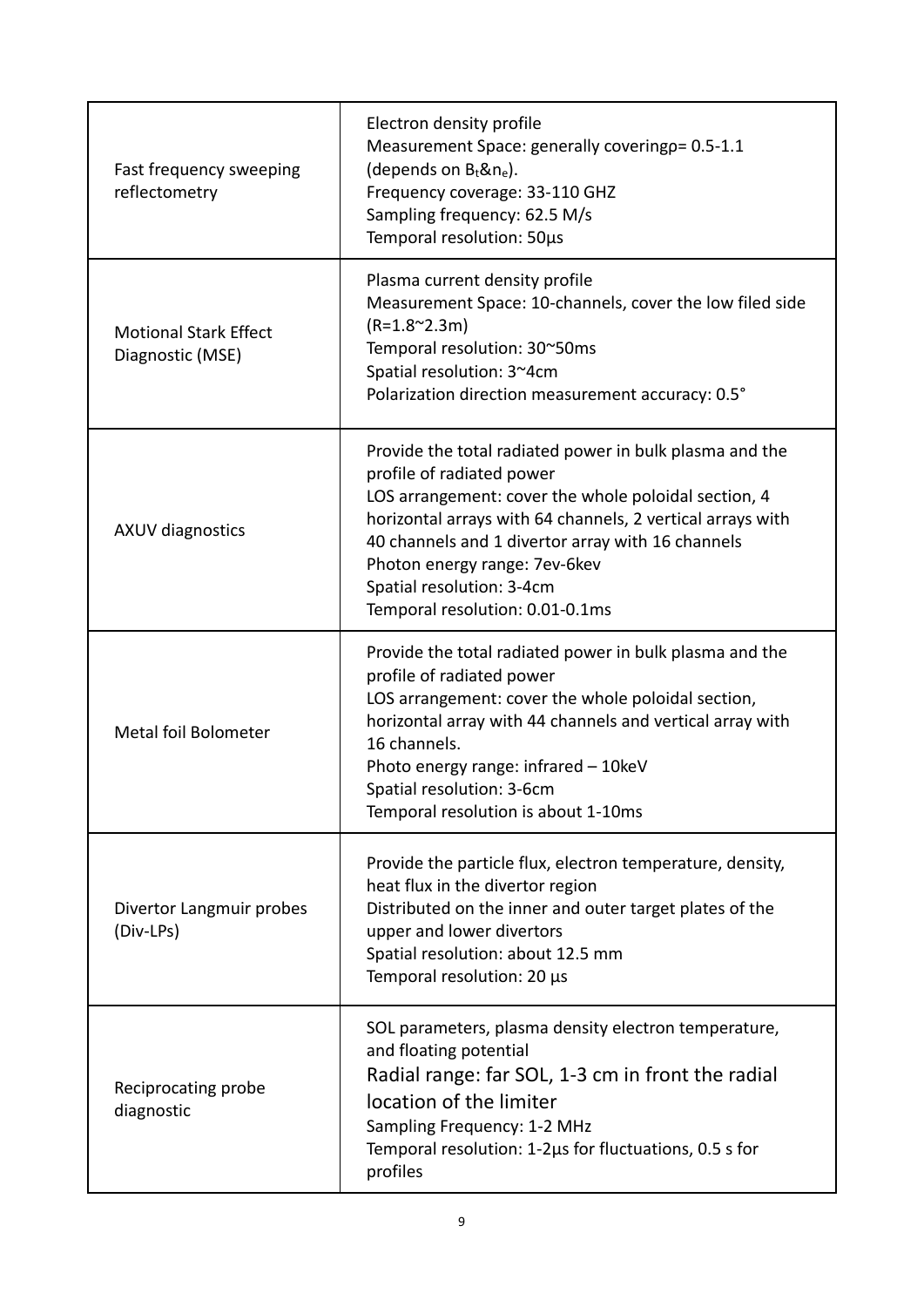| | |
|---|---|
| Fast frequency sweeping reflectometry | Electron density profile<br>Measurement Space: generally coveringρ= 0.5-1.1 (depends on $B_t$&$n_e$).<br>Frequency coverage: 33-110 GHZ<br>Sampling frequency: 62.5 M/s<br>Temporal resolution: 50μs |
| Motional Stark Effect Diagnostic (MSE) | Plasma current density profile<br>Measurement Space: 10-channels, cover the low filed side (R=1.8~2.3m)<br>Temporal resolution: 30~50ms<br>Spatial resolution: 3~4cm<br>Polarization direction measurement accuracy: 0.5° |
| AXUV diagnostics | Provide the total radiated power in bulk plasma and the profile of radiated power<br>LOS arrangement: cover the whole poloidal section, 4 horizontal arrays with 64 channels, 2 vertical arrays with 40 channels and 1 divertor array with 16 channels<br>Photon energy range: 7ev-6kev<br>Spatial resolution: 3-4cm<br>Temporal resolution: 0.01-0.1ms |
| Metal foil Bolometer | Provide the total radiated power in bulk plasma and the profile of radiated power<br>LOS arrangement: cover the whole poloidal section, horizontal array with 44 channels and vertical array with 16 channels.<br>Photo energy range: infrared – 10keV<br>Spatial resolution: 3-6cm<br>Temporal resolution is about 1-10ms |
| Divertor Langmuir probes (Div-LPs) | Provide the particle flux, electron temperature, density, heat flux in the divertor region<br>Distributed on the inner and outer target plates of the upper and lower divertors<br>Spatial resolution: about 12.5 mm<br>Temporal resolution: 20 μs |
| Reciprocating probe diagnostic | SOL parameters, plasma density electron temperature, and floating potential<br>Radial range: far SOL, 1-3 cm in front the radial location of the limiter<br>Sampling Frequency: 1-2 MHz<br>Temporal resolution: 1-2μs for fluctuations, 0.5 s for profiles |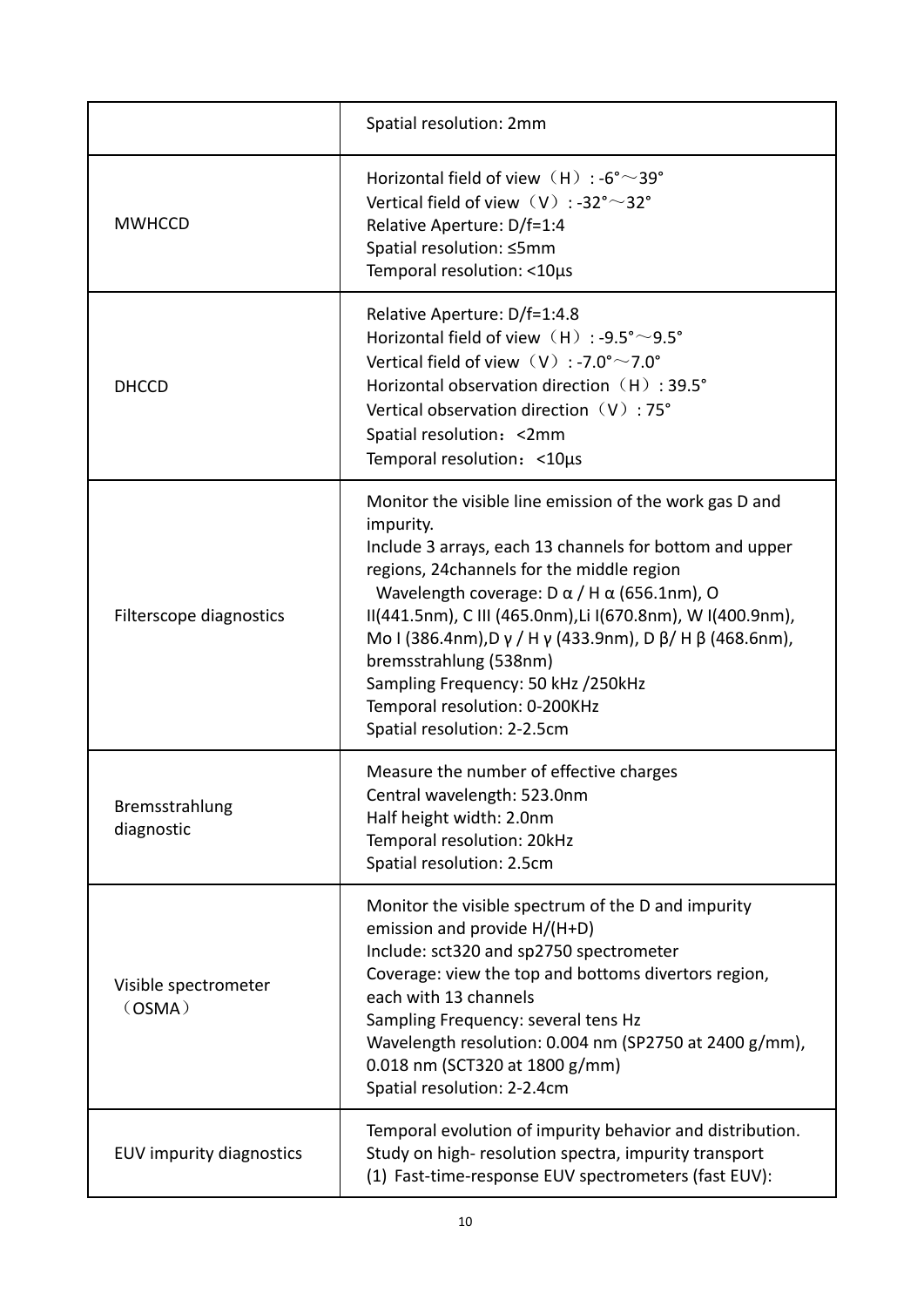| | |
|---|---|
| | Spatial resolution: 2mm |
| MWHCCD | Horizontal field of view（H）: -6°～39°<br>Vertical field of view（V）: -32°～32°<br>Relative Aperture: D/f=1:4<br>Spatial resolution: ≤5mm<br>Temporal resolution: <10μs |
| DHCCD | Relative Aperture: D/f=1:4.8<br>Horizontal field of view（H）: -9.5°～9.5°<br>Vertical field of view（V）: -7.0°～7.0°<br>Horizontal observation direction（H）: 39.5°<br>Vertical observation direction（V）: 75°<br>Spatial resolution：<2mm<br>Temporal resolution：<10μs |
| Filterscope diagnostics | Monitor the visible line emission of the work gas D and impurity.<br>Include 3 arrays, each 13 channels for bottom and upper regions, 24channels for the middle region<br>Wavelength coverage: D α / H α (656.1nm), O II(441.5nm), C III (465.0nm),Li I(670.8nm), W I(400.9nm), Mo I (386.4nm),D γ / H γ (433.9nm), D β/ H β (468.6nm), bremsstrahlung (538nm)<br>Sampling Frequency: 50 kHz /250kHz<br>Temporal resolution: 0-200KHz<br>Spatial resolution: 2-2.5cm |
| Bremsstrahlung diagnostic | Measure the number of effective charges<br>Central wavelength: 523.0nm<br>Half height width: 2.0nm<br>Temporal resolution: 20kHz<br>Spatial resolution: 2.5cm |
| Visible spectrometer（OSMA） | Monitor the visible spectrum of the D and impurity emission and provide H/(H+D)<br>Include: sct320 and sp2750 spectrometer<br>Coverage: view the top and bottoms divertors region, each with 13 channels<br>Sampling Frequency: several tens Hz<br>Wavelength resolution: 0.004 nm (SP2750 at 2400 g/mm), 0.018 nm (SCT320 at 1800 g/mm)<br>Spatial resolution: 2-2.4cm |
| EUV impurity diagnostics | Temporal evolution of impurity behavior and distribution.<br>Study on high- resolution spectra, impurity transport<br>(1) Fast-time-response EUV spectrometers (fast EUV): |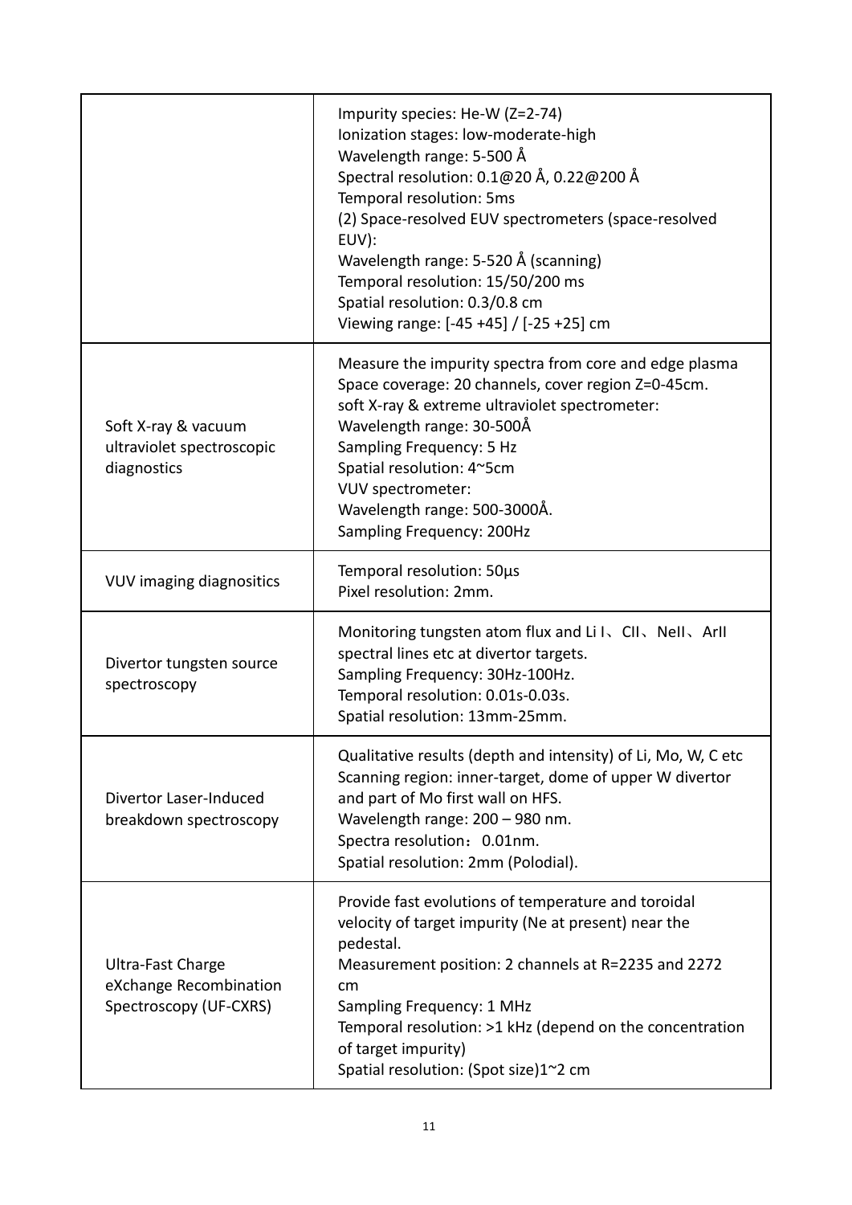| | |
|---|---|
| | Impurity species: He-W (Z=2-74)<br>Ionization stages: low-moderate-high<br>Wavelength range: 5-500 Å<br>Spectral resolution: 0.1@20 Å, 0.22@200 Å<br>Temporal resolution: 5ms<br>(2) Space-resolved EUV spectrometers (space-resolved EUV):<br>Wavelength range: 5-520 Å (scanning)<br>Temporal resolution: 15/50/200 ms<br>Spatial resolution: 0.3/0.8 cm<br>Viewing range: [-45 +45] / [-25 +25] cm |
| Soft X-ray & vacuum ultraviolet spectroscopic diagnostics | Measure the impurity spectra from core and edge plasma<br>Space coverage: 20 channels, cover region Z=0-45cm.<br>soft X-ray & extreme ultraviolet spectrometer:<br>Wavelength range: 30-500Å<br>Sampling Frequency: 5 Hz<br>Spatial resolution: 4~5cm<br>VUV spectrometer:<br>Wavelength range: 500-3000Å.<br>Sampling Frequency: 200Hz |
| VUV imaging diagnositics | Temporal resolution: 50μs<br>Pixel resolution: 2mm. |
| Divertor tungsten source spectroscopy | Monitoring tungsten atom flux and Li I、CII、NeII、ArII spectral lines etc at divertor targets.<br>Sampling Frequency: 30Hz-100Hz.<br>Temporal resolution: 0.01s-0.03s.<br>Spatial resolution: 13mm-25mm. |
| Divertor Laser-Induced breakdown spectroscopy | Qualitative results (depth and intensity) of Li, Mo, W, C etc<br>Scanning region: inner-target, dome of upper W divertor and part of Mo first wall on HFS.<br>Wavelength range: 200 – 980 nm.<br>Spectra resolution： 0.01nm.<br>Spatial resolution: 2mm (Polodial). |
| Ultra-Fast Charge eXchange Recombination Spectroscopy (UF-CXRS) | Provide fast evolutions of temperature and toroidal velocity of target impurity (Ne at present) near the pedestal.<br>Measurement position: 2 channels at R=2235 and 2272 cm<br>Sampling Frequency: 1 MHz<br>Temporal resolution: >1 kHz (depend on the concentration of target impurity)<br>Spatial resolution: (Spot size)1~2 cm |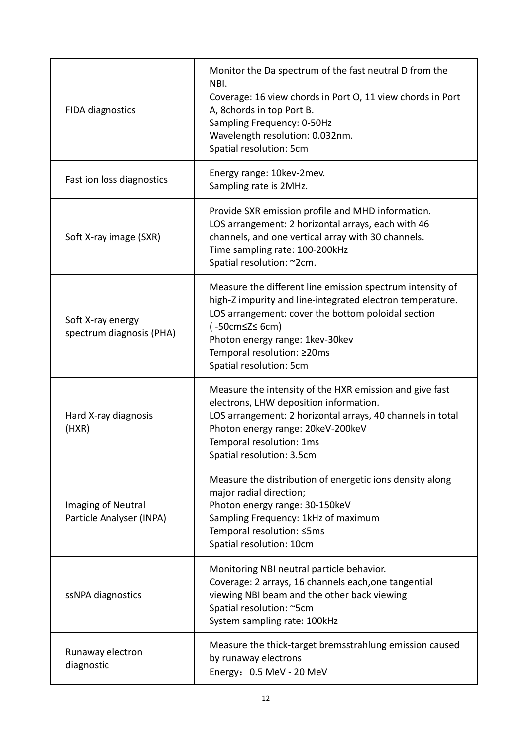| | |
|---|---|
| FIDA diagnostics | Monitor the Da spectrum of the fast neutral D from the NBI.<br>Coverage: 16 view chords in Port O, 11 view chords in Port A, 8chords in top Port B.<br>Sampling Frequency: 0-50Hz<br>Wavelength resolution: 0.032nm.<br>Spatial resolution: 5cm |
| Fast ion loss diagnostics | Energy range: 10kev-2mev.<br>Sampling rate is 2MHz. |
| Soft X-ray image (SXR) | Provide SXR emission profile and MHD information.<br>LOS arrangement: 2 horizontal arrays, each with 46 channels, and one vertical array with 30 channels.<br>Time sampling rate: 100-200kHz<br>Spatial resolution: ~2cm. |
| Soft X-ray energy spectrum diagnosis (PHA) | Measure the different line emission spectrum intensity of high-Z impurity and line-integrated electron temperature.<br>LOS arrangement: cover the bottom poloidal section (-50cm≤Z≤ 6cm)<br>Photon energy range: 1kev-30kev<br>Temporal resolution: ≥20ms<br>Spatial resolution: 5cm |
| Hard X-ray diagnosis (HXR) | Measure the intensity of the HXR emission and give fast electrons, LHW deposition information.<br>LOS arrangement: 2 horizontal arrays, 40 channels in total<br>Photon energy range: 20keV-200keV<br>Temporal resolution: 1ms<br>Spatial resolution: 3.5cm |
| Imaging of Neutral Particle Analyser (INPA) | Measure the distribution of energetic ions density along major radial direction;<br>Photon energy range: 30-150keV<br>Sampling Frequency: 1kHz of maximum<br>Temporal resolution: ≤5ms<br>Spatial resolution: 10cm |
| ssNPA diagnostics | Monitoring NBI neutral particle behavior.<br>Coverage: 2 arrays, 16 channels each,one tangential viewing NBI beam and the other back viewing<br>Spatial resolution: ~5cm<br>System sampling rate: 100kHz |
| Runaway electron diagnostic | Measure the thick-target bremsstrahlung emission caused by runaway electrons<br>Energy：0.5 MeV - 20 MeV |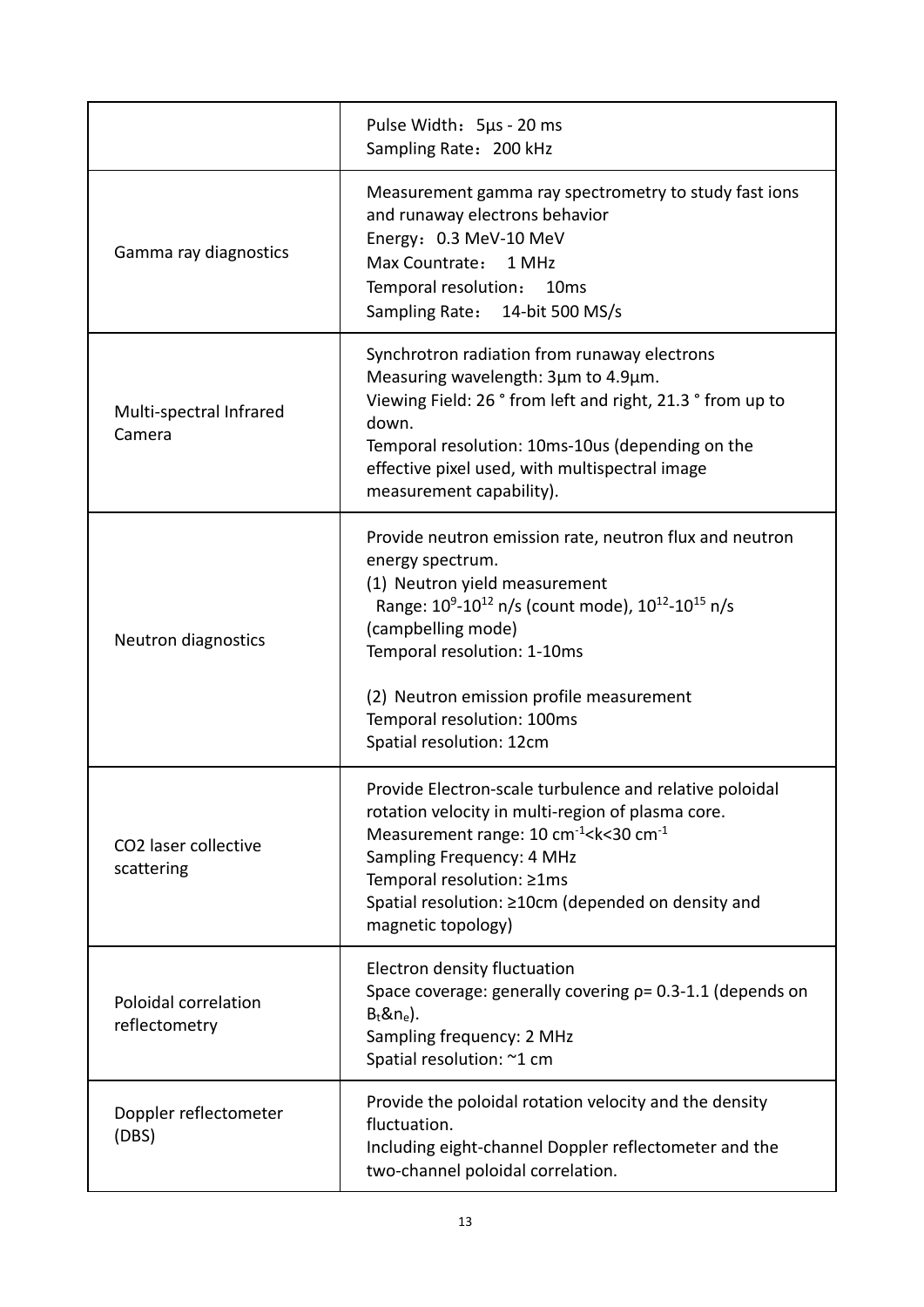| | |
|---|---|
| | Pulse Width：5µs - 20 ms<br>Sampling Rate：200 kHz |
| Gamma ray diagnostics | Measurement gamma ray spectrometry to study fast ions and runaway electrons behavior<br>Energy：0.3 MeV-10 MeV<br>Max Countrate： 1 MHz<br>Temporal resolution： 10ms<br>Sampling Rate： 14-bit 500 MS/s |
| Multi-spectral Infrared Camera | Synchrotron radiation from runaway electrons<br>Measuring wavelength: 3µm to 4.9µm.<br>Viewing Field: 26 ° from left and right, 21.3 ° from up to down.<br>Temporal resolution: 10ms-10us (depending on the effective pixel used, with multispectral image measurement capability). |
| Neutron diagnostics | Provide neutron emission rate, neutron flux and neutron energy spectrum.<br>(1) Neutron yield measurement<br>Range: $10^{9}$-$10^{12}$ n/s (count mode), $10^{12}$-$10^{15}$ n/s (campbelling mode)<br>Temporal resolution: 1-10ms<br><br>(2) Neutron emission profile measurement<br>Temporal resolution: 100ms<br>Spatial resolution: 12cm |
| CO2 laser collective scattering | Provide Electron-scale turbulence and relative poloidal rotation velocity in multi-region of plasma core.<br>Measurement range: 10 $cm^{-1}$<k<30 $cm^{-1}$<br>Sampling Frequency: 4 MHz<br>Temporal resolution: ≥1ms<br>Spatial resolution: ≥10cm (depended on density and magnetic topology) |
| Poloidal correlation reflectometry | Electron density fluctuation<br>Space coverage: generally covering ρ= 0.3-1.1 (depends on $B_t$&$n_e$).<br>Sampling frequency: 2 MHz<br>Spatial resolution: ~1 cm |
| Doppler reflectometer (DBS) | Provide the poloidal rotation velocity and the density fluctuation.<br>Including eight-channel Doppler reflectometer and the two-channel poloidal correlation. |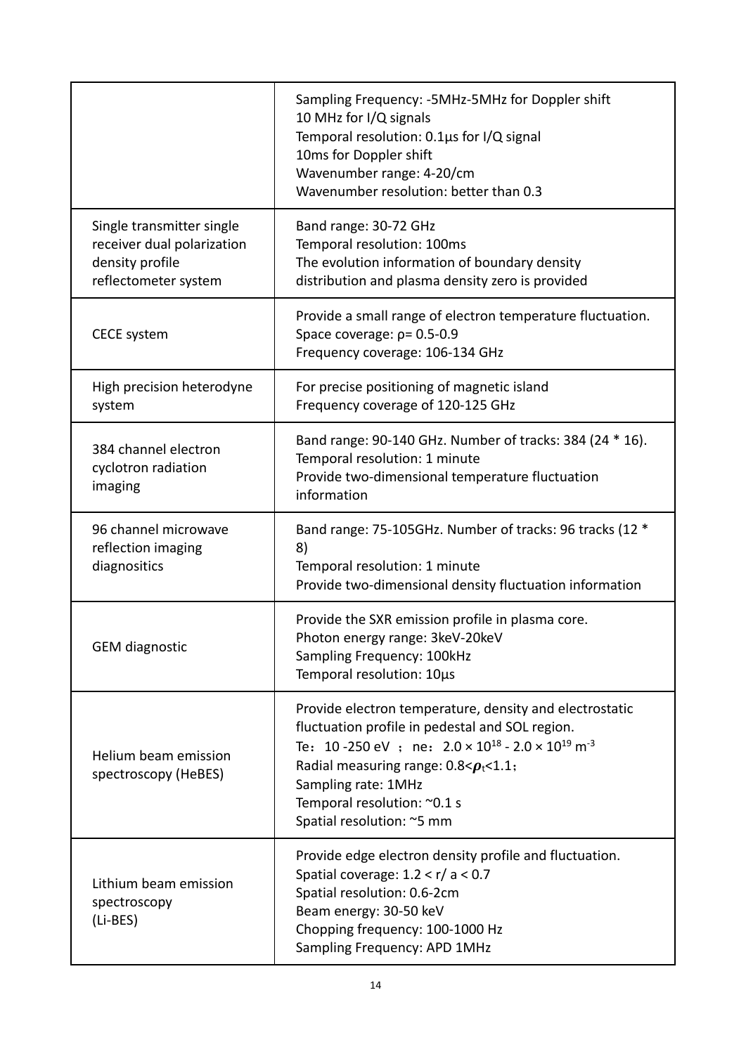| | |
|---|---|
| | Sampling Frequency: -5MHz-5MHz for Doppler shift<br>10 MHz for I/Q signals<br>Temporal resolution: 0.1μs for I/Q signal<br>10ms for Doppler shift<br>Wavenumber range: 4-20/cm<br>Wavenumber resolution: better than 0.3 |
| Single transmitter single receiver dual polarization density profile reflectometer system | Band range: 30-72 GHz<br>Temporal resolution: 100ms<br>The evolution information of boundary density distribution and plasma density zero is provided |
| CECE system | Provide a small range of electron temperature fluctuation.<br>Space coverage: ρ= 0.5-0.9<br>Frequency coverage: 106-134 GHz |
| High precision heterodyne system | For precise positioning of magnetic island<br>Frequency coverage of 120-125 GHz |
| 384 channel electron cyclotron radiation imaging | Band range: 90-140 GHz. Number of tracks: 384 (24 * 16).<br>Temporal resolution: 1 minute<br>Provide two-dimensional temperature fluctuation information |
| 96 channel microwave reflection imaging diagnositics | Band range: 75-105GHz. Number of tracks: 96 tracks (12 * 8)<br>Temporal resolution: 1 minute<br>Provide two-dimensional density fluctuation information |
| GEM diagnostic | Provide the SXR emission profile in plasma core.<br>Photon energy range: 3keV-20keV<br>Sampling Frequency: 100kHz<br>Temporal resolution: 10μs |
| Helium beam emission spectroscopy (HeBES) | Provide electron temperature, density and electrostatic fluctuation profile in pedestal and SOL region.<br>Te： 10 -250 eV ； ne： $2.0 \times 10^{18}$ - $2.0 \times 10^{19}$ $m^{-3}$<br>Radial measuring range: $0.8<\rho_t<1.1$；<br>Sampling rate: 1MHz<br>Temporal resolution: ~0.1 s<br>Spatial resolution: ~5 mm |
| Lithium beam emission spectroscopy (Li-BES) | Provide edge electron density profile and fluctuation.<br>Spatial coverage: 1.2 < r/ a < 0.7<br>Spatial resolution: 0.6-2cm<br>Beam energy: 30-50 keV<br>Chopping frequency: 100-1000 Hz<br>Sampling Frequency: APD 1MHz |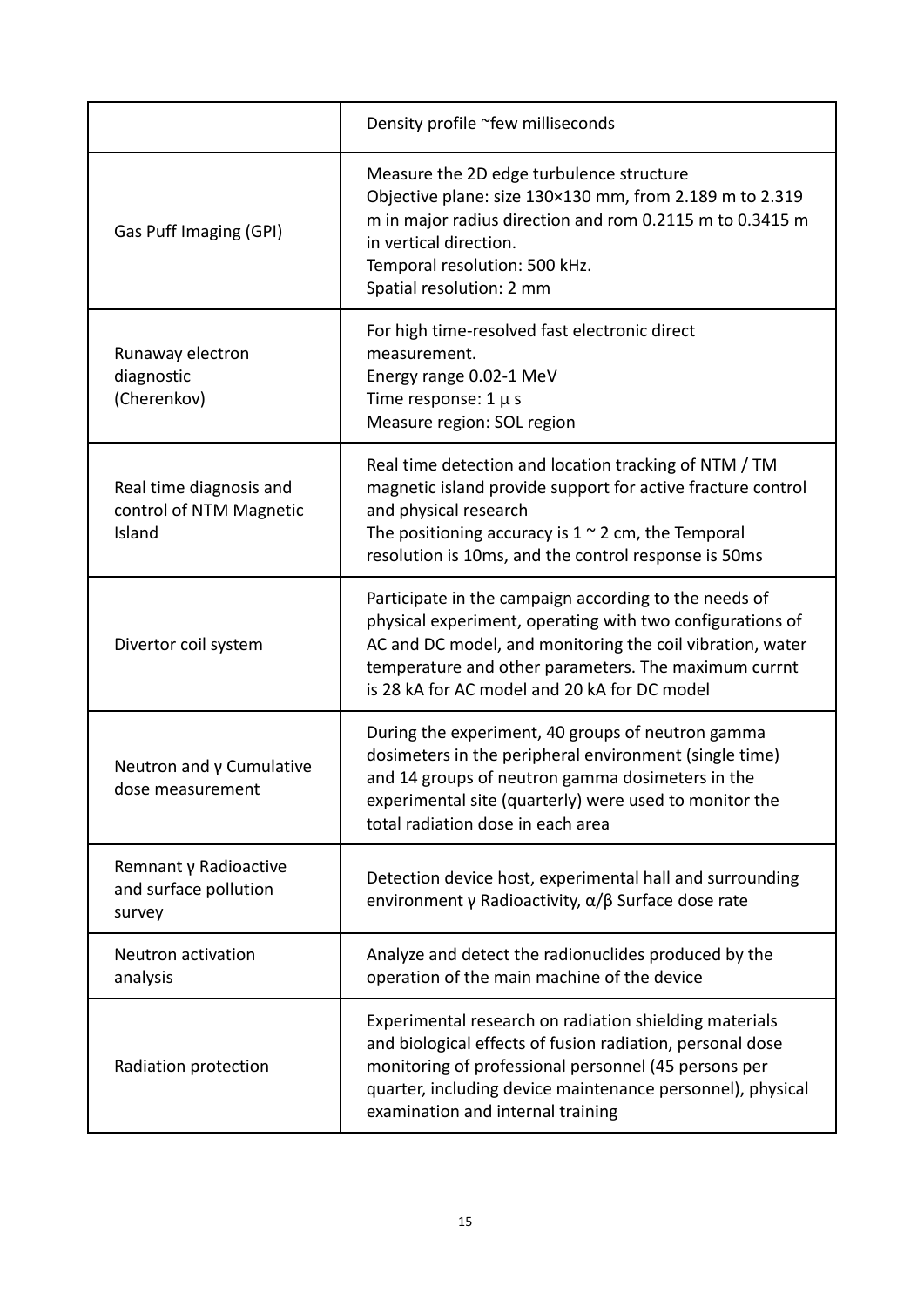| | |
|---|---|
| | Density profile ~few milliseconds |
| Gas Puff Imaging (GPI) | Measure the 2D edge turbulence structure<br>Objective plane: size 130×130 mm, from 2.189 m to 2.319 m in major radius direction and rom 0.2115 m to 0.3415 m in vertical direction.<br>Temporal resolution: 500 kHz.<br>Spatial resolution: 2 mm |
| Runaway electron diagnostic (Cherenkov) | For high time-resolved fast electronic direct measurement.<br>Energy range 0.02-1 MeV<br>Time response: 1 μ s<br>Measure region: SOL region |
| Real time diagnosis and control of NTM Magnetic Island | Real time detection and location tracking of NTM / TM magnetic island provide support for active fracture control and physical research<br>The positioning accuracy is 1 ~ 2 cm, the Temporal resolution is 10ms, and the control response is 50ms |
| Divertor coil system | Participate in the campaign according to the needs of physical experiment, operating with two configurations of AC and DC model, and monitoring the coil vibration, water temperature and other parameters. The maximum currnt is 28 kA for AC model and 20 kA for DC model |
| Neutron and γ Cumulative dose measurement | During the experiment, 40 groups of neutron gamma dosimeters in the peripheral environment (single time) and 14 groups of neutron gamma dosimeters in the experimental site (quarterly) were used to monitor the total radiation dose in each area |
| Remnant γ Radioactive and surface pollution survey | Detection device host, experimental hall and surrounding environment γ Radioactivity, α/β Surface dose rate |
| Neutron activation analysis | Analyze and detect the radionuclides produced by the operation of the main machine of the device |
| Radiation protection | Experimental research on radiation shielding materials and biological effects of fusion radiation, personal dose monitoring of professional personnel (45 persons per quarter, including device maintenance personnel), physical examination and internal training |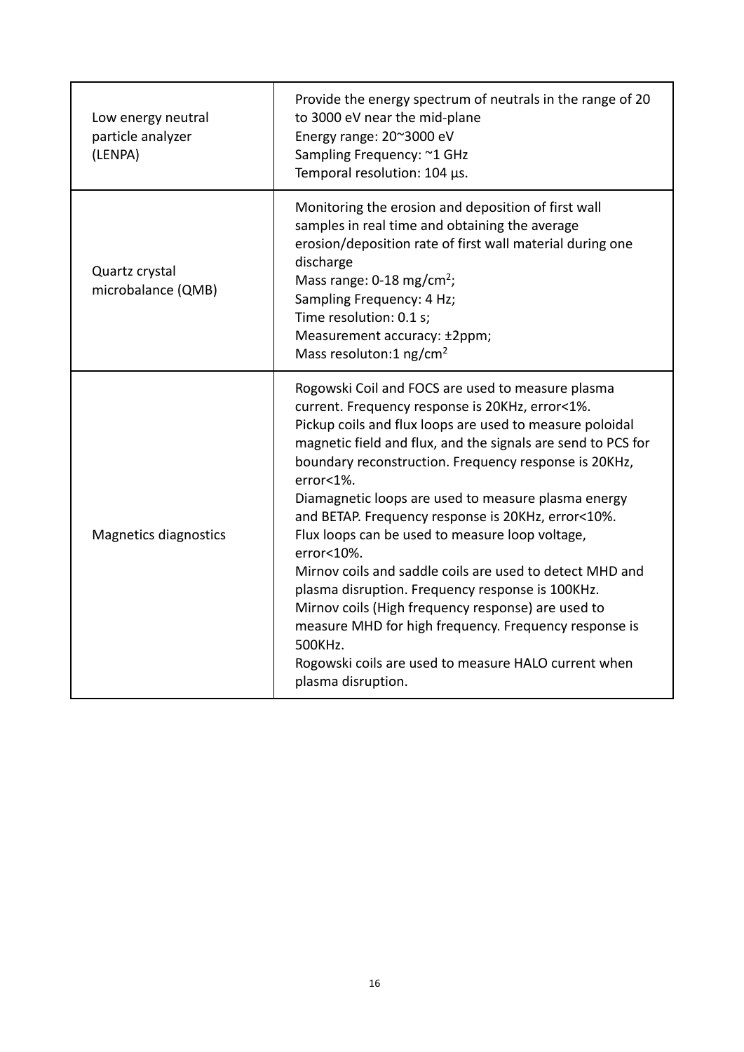| | |
|---|---|
| Low energy neutral particle analyzer (LENPA) | Provide the energy spectrum of neutrals in the range of 20 to 3000 eV near the mid-plane<br>Energy range: 20~3000 eV<br>Sampling Frequency: ~1 GHz<br>Temporal resolution: 104 µs. |
| Quartz crystal microbalance (QMB) | Monitoring the erosion and deposition of first wall samples in real time and obtaining the average erosion/deposition rate of first wall material during one discharge<br>Mass range: 0-18 mg/cm$^2$;<br>Sampling Frequency: 4 Hz;<br>Time resolution: 0.1 s;<br>Measurement accuracy: ±2ppm;<br>Mass resoluton:1 ng/cm$^2$ |
| Magnetics diagnostics | Rogowski Coil and FOCS are used to measure plasma current. Frequency response is 20KHz, error<1%.<br>Pickup coils and flux loops are used to measure poloidal magnetic field and flux, and the signals are send to PCS for boundary reconstruction. Frequency response is 20KHz, error<1%.<br>Diamagnetic loops are used to measure plasma energy and BETAP. Frequency response is 20KHz, error<10%.<br>Flux loops can be used to measure loop voltage, error<10%.<br>Mirnov coils and saddle coils are used to detect MHD and plasma disruption. Frequency response is 100KHz.<br>Mirnov coils (High frequency response) are used to measure MHD for high frequency. Frequency response is 500KHz.<br>Rogowski coils are used to measure HALO current when plasma disruption. |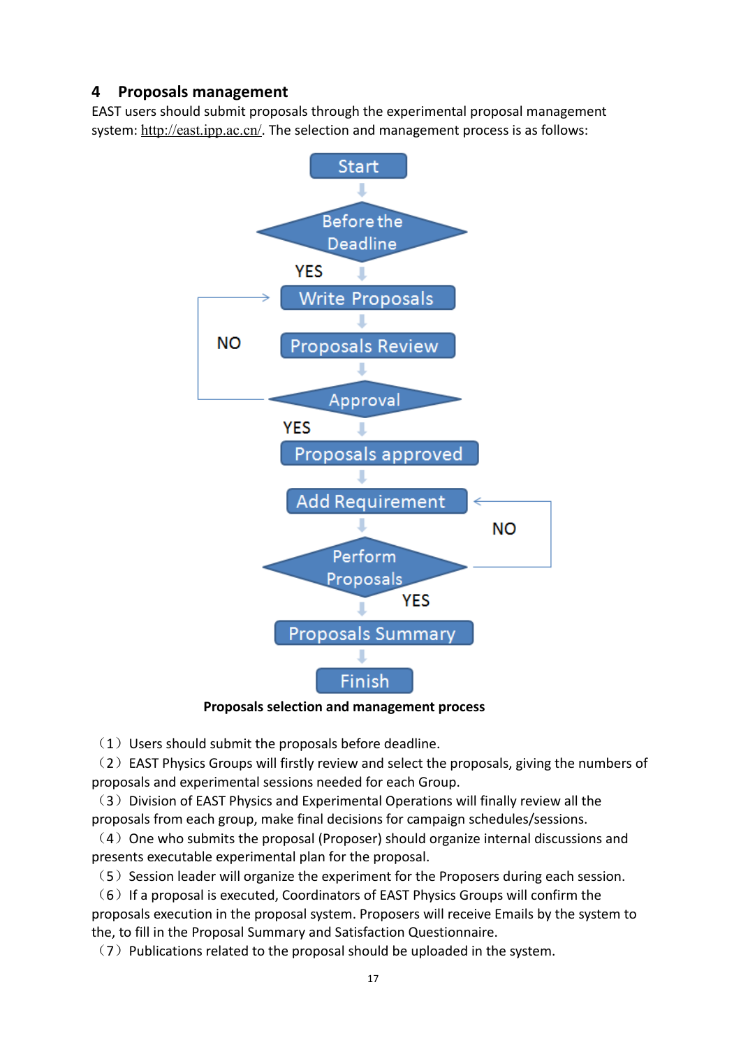## 4 Proposals management

EAST users should submit proposals through the experimental proposal management system: http://east.ipp.ac.cn/. The selection and management process is as follows:

**Proposals selection and management process**

（1）Users should submit the proposals before deadline.

（2）EAST Physics Groups will firstly review and select the proposals, giving the numbers of proposals and experimental sessions needed for each Group.

（3）Division of EAST Physics and Experimental Operations will finally review all the proposals from each group, make final decisions for campaign schedules/sessions.

（4）One who submits the proposal (Proposer) should organize internal discussions and presents executable experimental plan for the proposal.

（5）Session leader will organize the experiment for the Proposers during each session.

（6）If a proposal is executed, Coordinators of EAST Physics Groups will confirm the proposals execution in the proposal system. Proposers will receive Emails by the system to the, to fill in the Proposal Summary and Satisfaction Questionnaire.

（7）Publications related to the proposal should be uploaded in the system.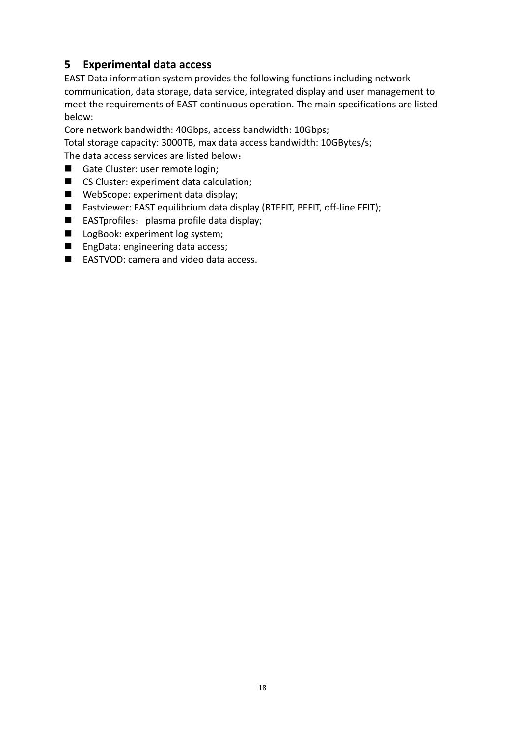## 5 Experimental data access

EAST Data information system provides the following functions including network communication, data storage, data service, integrated display and user management to meet the requirements of EAST continuous operation. The main specifications are listed below:

Core network bandwidth: 40Gbps, access bandwidth: 10Gbps;

Total storage capacity: 3000TB, max data access bandwidth: 10GBytes/s;

The data access services are listed below：

- Gate Cluster: user remote login;
- CS Cluster: experiment data calculation;
- WebScope: experiment data display;
- Eastviewer: EAST equilibrium data display (RTEFIT, PEFIT, off-line EFIT);
- EASTprofiles：plasma profile data display;
- LogBook: experiment log system;
- EngData: engineering data access;
- EASTVOD: camera and video data access.